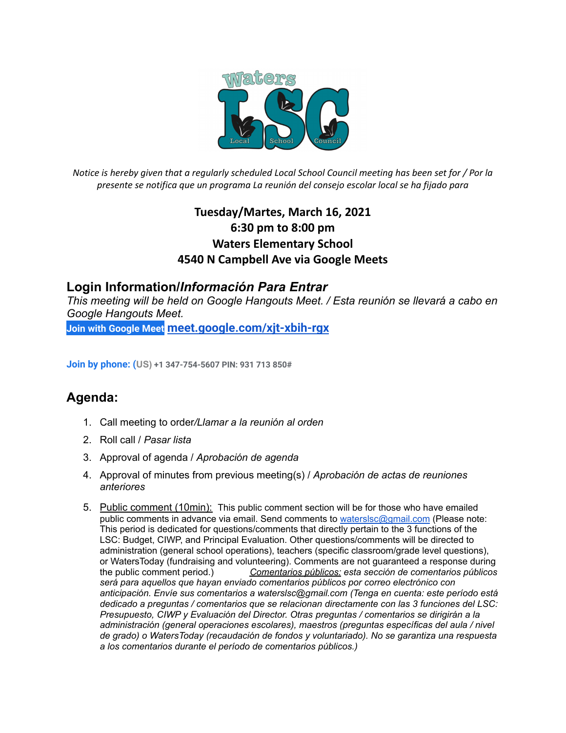Waters
Local School Council

*Notice is hereby given that a regularly scheduled Local School Council meeting has been set for / Por la presente se notifica que un programa La reunión del consejo escolar local se ha fijado para*

**Tuesday/Martes, March 16, 2021**
**6:30 pm to 8:00 pm**
**Waters Elementary School**
**4540 N Campbell Ave via Google Meets**

## Login Information/*Información Para Entrar*

*This meeting will be held on Google Hangouts Meet. / Esta reunión se llevará a cabo en Google Hangouts Meet.*

**Join with Google Meet** **meet.google.com/xjt-xbih-rgx**

**Join by phone: (US) +1 347-754-5607 PIN: 931 713 850#**

## Agenda:

1. Call meeting to order/*Llamar a la reunión al orden*
2. Roll call / *Pasar lista*
3. Approval of agenda / *Aprobación de agenda*
4. Approval of minutes from previous meeting(s) / *Aprobación de actas de reuniones anteriores*
5. Public comment (10min): This public comment section will be for those who have emailed public comments in advance via email. Send comments to waterslsc@gmail.com (Please note: This period is dedicated for questions/comments that directly pertain to the 3 functions of the LSC: Budget, CIWP, and Principal Evaluation. Other questions/comments will be directed to administration (general school operations), teachers (specific classroom/grade level questions), or WatersToday (fundraising and volunteering). Comments are not guaranteed a response during the public comment period.) *Comentarios públicos: esta sección de comentarios públicos será para aquellos que hayan enviado comentarios públicos por correo electrónico con anticipación. Envíe sus comentarios a waterslsc@gmail.com (Tenga en cuenta: este período está dedicado a preguntas / comentarios que se relacionan directamente con las 3 funciones del LSC: Presupuesto, CIWP y Evaluación del Director. Otras preguntas / comentarios se dirigirán a la administración (general operaciones escolares), maestros (preguntas específicas del aula / nivel de grado) o WatersToday (recaudación de fondos y voluntariado). No se garantiza una respuesta a los comentarios durante el período de comentarios públicos.)*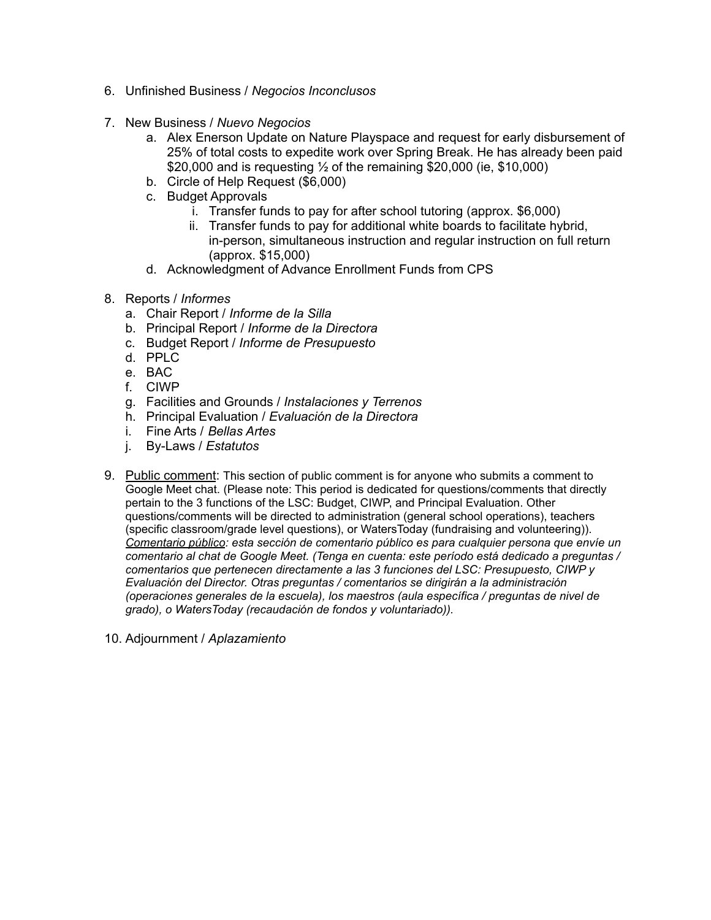6. Unfinished Business / *Negocios Inconclusos*

7. New Business / *Nuevo Negocios*
    a. Alex Enerson Update on Nature Playspace and request for early disbursement of 25% of total costs to expedite work over Spring Break. He has already been paid $20,000 and is requesting ½ of the remaining $20,000 (ie, $10,000)
    b. Circle of Help Request ($6,000)
    c. Budget Approvals
        i. Transfer funds to pay for after school tutoring (approx. $6,000)
        ii. Transfer funds to pay for additional white boards to facilitate hybrid, in-person, simultaneous instruction and regular instruction on full return (approx. $15,000)
    d. Acknowledgment of Advance Enrollment Funds from CPS

8. Reports / *Informes*
    a. Chair Report / *Informe de la Silla*
    b. Principal Report / *Informe de la Directora*
    c. Budget Report / *Informe de Presupuesto*
    d. PPLC
    e. BAC
    f. CIWP
    g. Facilities and Grounds / *Instalaciones y Terrenos*
    h. Principal Evaluation / *Evaluación de la Directora*
    i. Fine Arts / *Bellas Artes*
    j. By-Laws / *Estatutos*

9. <u>Public comment</u>: This section of public comment is for anyone who submits a comment to Google Meet chat. (Please note: This period is dedicated for questions/comments that directly pertain to the 3 functions of the LSC: Budget, CIWP, and Principal Evaluation. Other questions/comments will be directed to administration (general school operations), teachers (specific classroom/grade level questions), or WatersToday (fundraising and volunteering)).
    *<u>Comentario público</u>: esta sección de comentario público es para cualquier persona que envíe un comentario al chat de Google Meet. (Tenga en cuenta: este período está dedicado a preguntas / comentarios que pertenecen directamente a las 3 funciones del LSC: Presupuesto, CIWP y Evaluación del Director. Otras preguntas / comentarios se dirigirán a la administración (operaciones generales de la escuela), los maestros (aula específica / preguntas de nivel de grado), o WatersToday (recaudación de fondos y voluntariado)).*

10. Adjournment / *Aplazamiento*